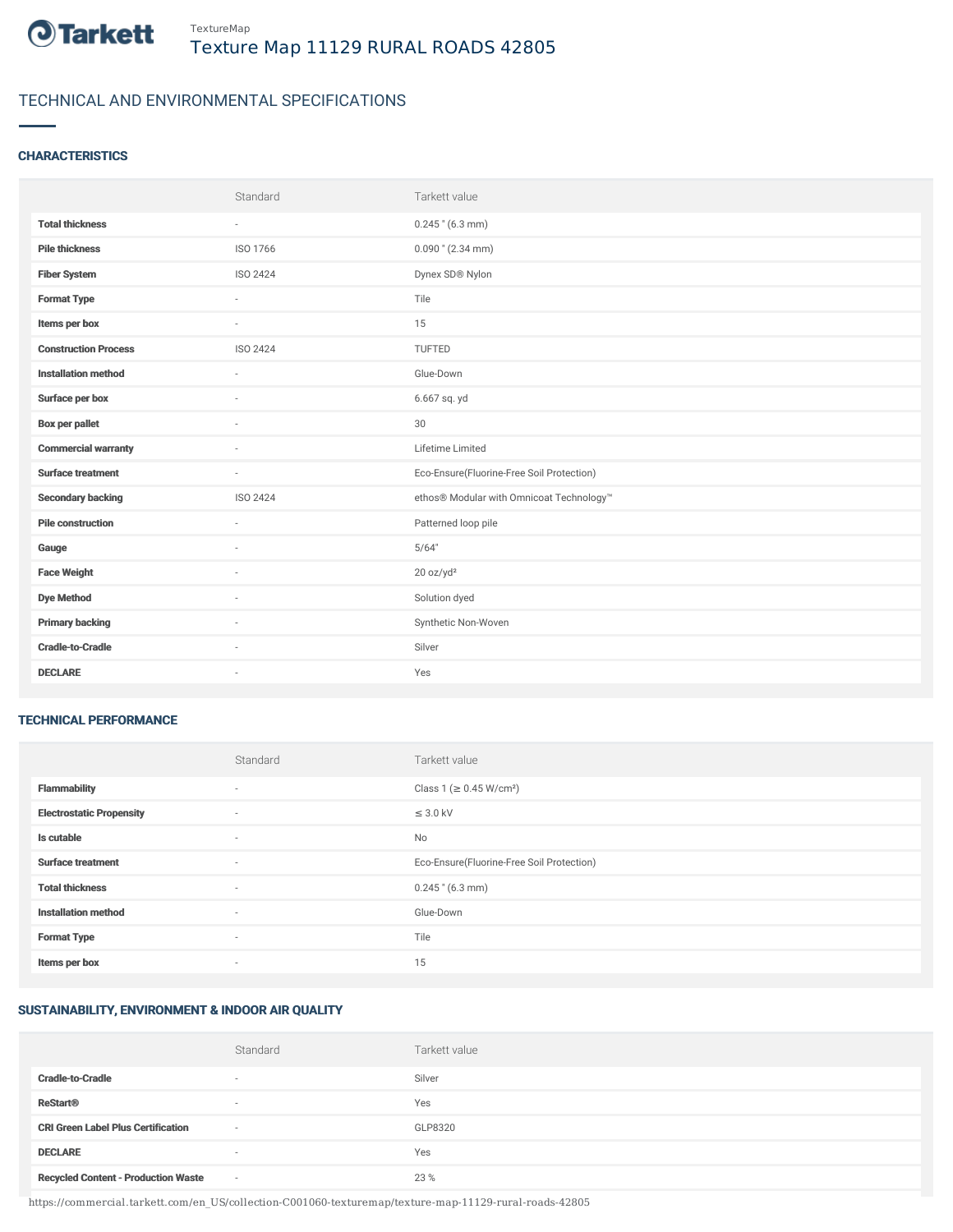TextureMap

# Texture Map 11129 RURAL ROADS 42805

## TECHNICAL AND ENVIRONMENTAL SPECIFICATIONS

### CHARACTERISTICS

| | Standard | Tarkett value |
|---|---|---|
| **Total thickness** | - | 0.245 " (6.3 mm) |
| **Pile thickness** | ISO 1766 | 0.090 " (2.34 mm) |
| **Fiber System** | ISO 2424 | Dynex SD® Nylon |
| **Format Type** | - | Tile |
| **Items per box** | - | 15 |
| **Construction Process** | ISO 2424 | TUFTED |
| **Installation method** | - | Glue-Down |
| **Surface per box** | - | 6.667 sq. yd |
| **Box per pallet** | - | 30 |
| **Commercial warranty** | - | Lifetime Limited |
| **Surface treatment** | - | Eco-Ensure(Fluorine-Free Soil Protection) |
| **Secondary backing** | ISO 2424 | ethos® Modular with Omnicoat Technology™ |
| **Pile construction** | - | Patterned loop pile |
| **Gauge** | - | 5/64" |
| **Face Weight** | - | 20 oz/yd² |
| **Dye Method** | - | Solution dyed |
| **Primary backing** | - | Synthetic Non-Woven |
| **Cradle-to-Cradle** | - | Silver |
| **DECLARE** | - | Yes |

### TECHNICAL PERFORMANCE

| | Standard | Tarkett value |
|---|---|---|
| **Flammability** | - | Class 1 (≥ 0.45 W/cm²) |
| **Electrostatic Propensity** | - | ≤ 3.0 kV |
| **Is cutable** | - | No |
| **Surface treatment** | - | Eco-Ensure(Fluorine-Free Soil Protection) |
| **Total thickness** | - | 0.245 " (6.3 mm) |
| **Installation method** | - | Glue-Down |
| **Format Type** | - | Tile |
| **Items per box** | - | 15 |

### SUSTAINABILITY, ENVIRONMENT & INDOOR AIR QUALITY

| | Standard | Tarkett value |
|---|---|---|
| **Cradle-to-Cradle** | - | Silver |
| **ReStart®** | - | Yes |
| **CRI Green Label Plus Certification** | - | GLP8320 |
| **DECLARE** | - | Yes |
| **Recycled Content - Production Waste** | - | 23 % |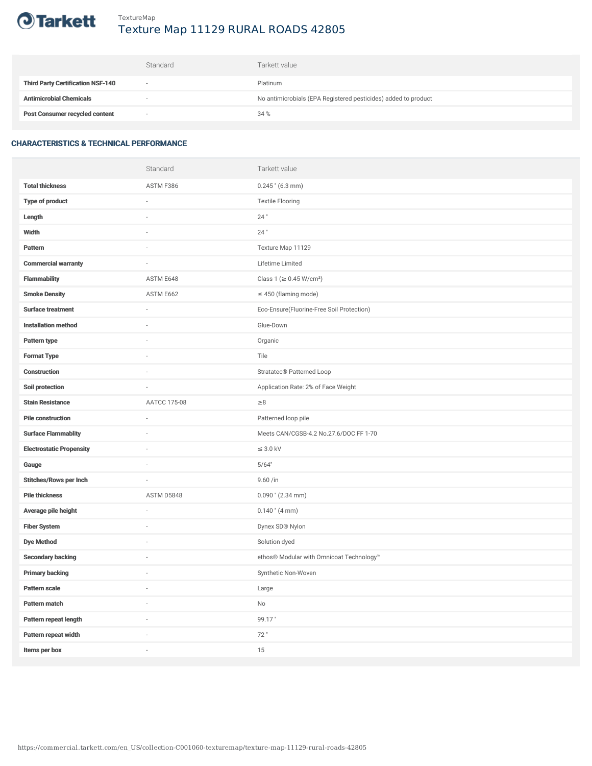TextureMap

# Texture Map 11129 RURAL ROADS 42805

| | Standard | Tarkett value |
|---|---|---|
| **Third Party Certification NSF-140** | - | Platinum |
| **Antimicrobial Chemicals** | - | No antimicrobials (EPA Registered pesticides) added to product |
| **Post Consumer recycled content** | - | 34 % |

## CHARACTERISTICS & TECHNICAL PERFORMANCE

| | Standard | Tarkett value |
|---|---|---|
| **Total thickness** | ASTM F386 | 0.245 " (6.3 mm) |
| **Type of product** | - | Textile Flooring |
| **Length** | - | 24 " |
| **Width** | - | 24 " |
| **Pattern** | - | Texture Map 11129 |
| **Commercial warranty** | - | Lifetime Limited |
| **Flammability** | ASTM E648 | Class 1 (≥ 0.45 W/cm²) |
| **Smoke Density** | ASTM E662 | ≤ 450 (flaming mode) |
| **Surface treatment** | - | Eco-Ensure(Fluorine-Free Soil Protection) |
| **Installation method** | - | Glue-Down |
| **Pattern type** | - | Organic |
| **Format Type** | - | Tile |
| **Construction** | - | Stratatec® Patterned Loop |
| **Soil protection** | - | Application Rate: 2% of Face Weight |
| **Stain Resistance** | AATCC 175-08 | ≥8 |
| **Pile construction** | - | Patterned loop pile |
| **Surface Flammablity** | - | Meets CAN/CGSB-4.2 No.27.6/DOC FF 1-70 |
| **Electrostatic Propensity** | - | ≤ 3.0 kV |
| **Gauge** | - | 5/64" |
| **Stitches/Rows per Inch** | - | 9.60 /in |
| **Pile thickness** | ASTM D5848 | 0.090 " (2.34 mm) |
| **Average pile height** | - | 0.140 " (4 mm) |
| **Fiber System** | - | Dynex SD® Nylon |
| **Dye Method** | - | Solution dyed |
| **Secondary backing** | - | ethos® Modular with Omnicoat Technology™ |
| **Primary backing** | - | Synthetic Non-Woven |
| **Pattern scale** | - | Large |
| **Pattern match** | - | No |
| **Pattern repeat length** | - | 99.17 " |
| **Pattern repeat width** | - | 72 " |
| **Items per box** | - | 15 |